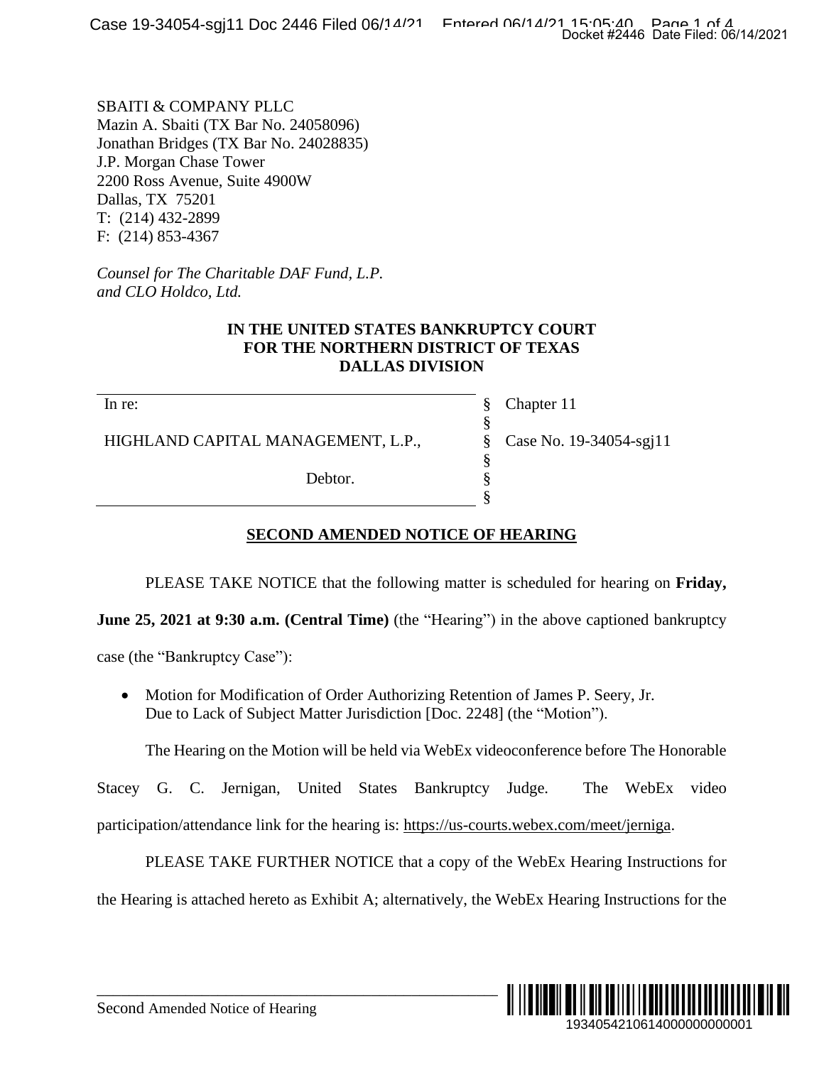SBAITI & COMPANY PLLC
Mazin A. Sbaiti (TX Bar No. 24058096)
Jonathan Bridges (TX Bar No. 24028835)
J.P. Morgan Chase Tower
2200 Ross Avenue, Suite 4900W
Dallas, TX 75201
T: (214) 432-2899
F: (214) 853-4367

*Counsel for The Charitable DAF Fund, L.P. and CLO Holdco, Ltd.*

**IN THE UNITED STATES BANKRUPTCY COURT**
**FOR THE NORTHERN DISTRICT OF TEXAS**
**DALLAS DIVISION**

| | | |
|---|---|---|
| In re: | § | Chapter 11 |
| | § | |
| HIGHLAND CAPITAL MANAGEMENT, L.P., | § | Case No. 19-34054-sgj11 |
| | § | |
| Debtor. | § | |
| | § | |

## SECOND AMENDED NOTICE OF HEARING

PLEASE TAKE NOTICE that the following matter is scheduled for hearing on **Friday, June 25, 2021 at 9:30 a.m. (Central Time)** (the "Hearing") in the above captioned bankruptcy case (the "Bankruptcy Case"):

- Motion for Modification of Order Authorizing Retention of James P. Seery, Jr. Due to Lack of Subject Matter Jurisdiction [Doc. 2248] (the "Motion").

The Hearing on the Motion will be held via WebEx videoconference before The Honorable Stacey G. C. Jernigan, United States Bankruptcy Judge. The WebEx video participation/attendance link for the hearing is: https://us-courts.webex.com/meet/jerniga.

PLEASE TAKE FURTHER NOTICE that a copy of the WebEx Hearing Instructions for the Hearing is attached hereto as Exhibit A; alternatively, the WebEx Hearing Instructions for the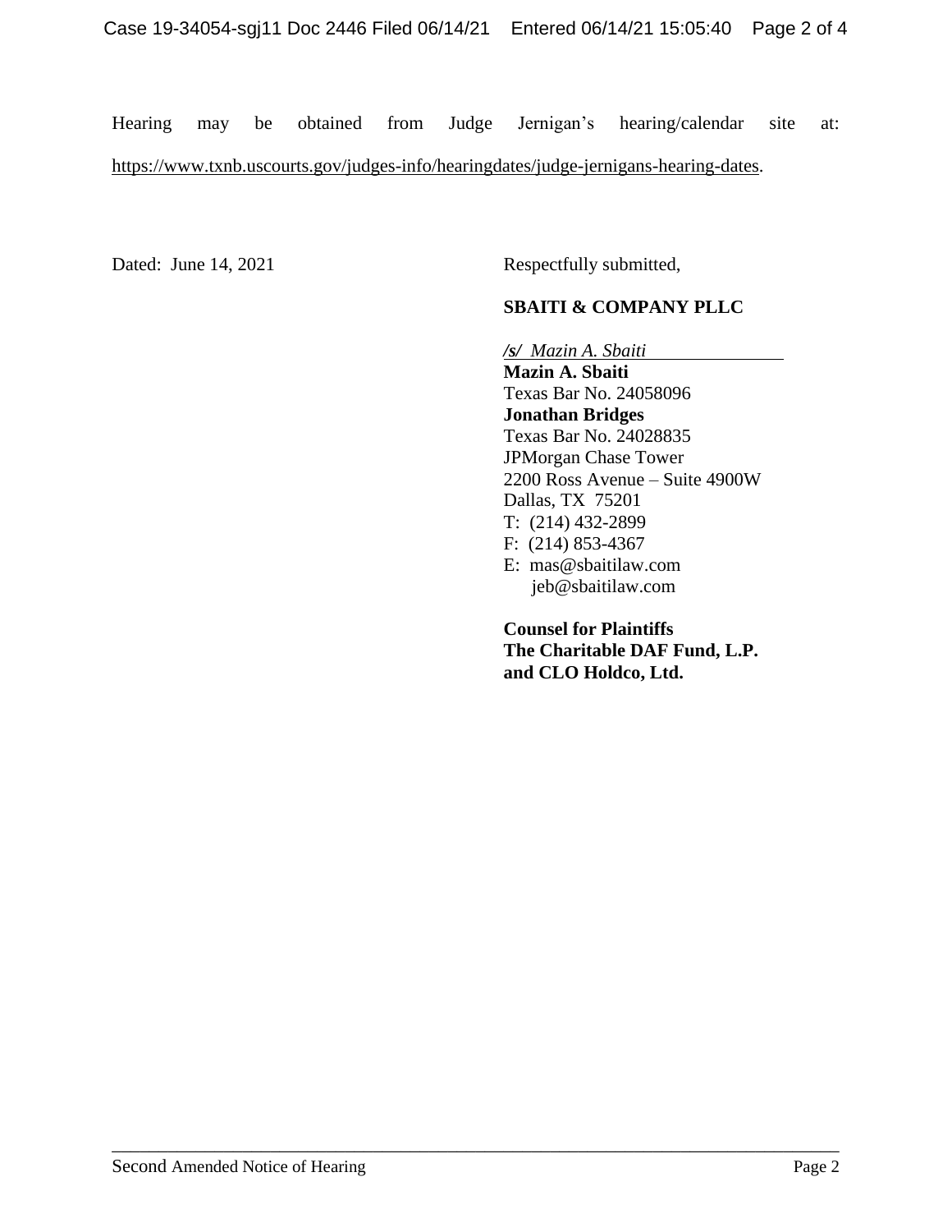Hearing may be obtained from Judge Jernigan's hearing/calendar site at: https://www.txnb.uscourts.gov/judges-info/hearingdates/judge-jernigans-hearing-dates.

Dated: June 14, 2021

Respectfully submitted,

**SBAITI & COMPANY PLLC**

*/s/ Mazin A. Sbaiti*
**Mazin A. Sbaiti**
Texas Bar No. 24058096
**Jonathan Bridges**
Texas Bar No. 24028835
JPMorgan Chase Tower
2200 Ross Avenue – Suite 4900W
Dallas, TX 75201
T: (214) 432-2899
F: (214) 853-4367
E: mas@sbaitilaw.com
jeb@sbaitilaw.com

**Counsel for Plaintiffs**
**The Charitable DAF Fund, L.P.**
**and CLO Holdco, Ltd.**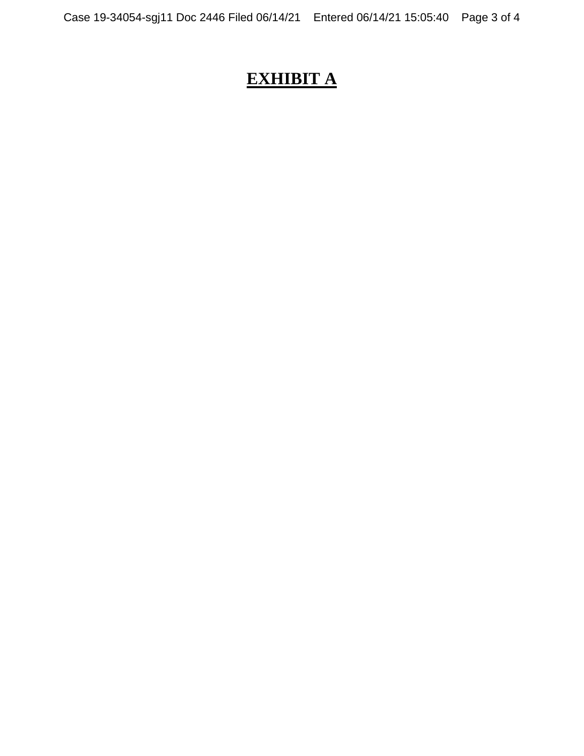# **EXHIBIT A**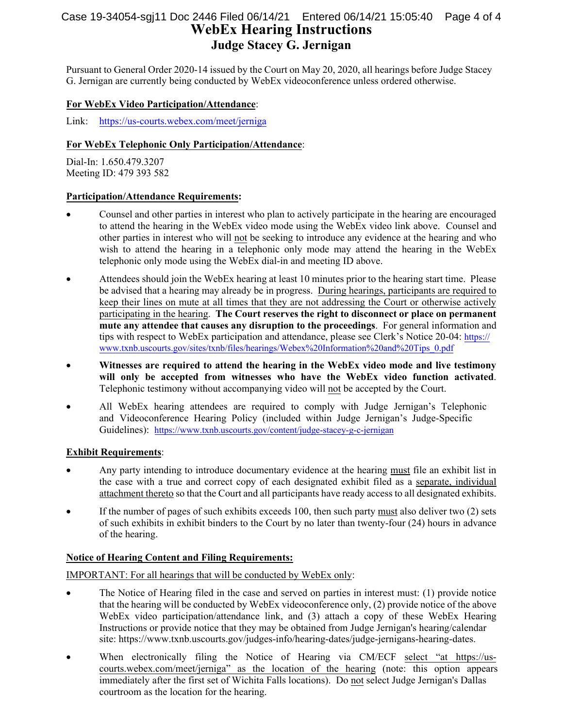# WebEx Hearing Instructions
## Judge Stacey G. Jernigan

Pursuant to General Order 2020-14 issued by the Court on May 20, 2020, all hearings before Judge Stacey G. Jernigan are currently being conducted by WebEx videoconference unless ordered otherwise.

**For WebEx Video Participation/Attendance**:

Link: https://us-courts.webex.com/meet/jerniga

**For WebEx Telephonic Only Participation/Attendance**:

Dial-In: 1.650.479.3207
Meeting ID: 479 393 582

**Participation/Attendance Requirements:**

- Counsel and other parties in interest who plan to actively participate in the hearing are encouraged to attend the hearing in the WebEx video mode using the WebEx video link above. Counsel and other parties in interest who will not be seeking to introduce any evidence at the hearing and who wish to attend the hearing in a telephonic only mode may attend the hearing in the WebEx telephonic only mode using the WebEx dial-in and meeting ID above.
- Attendees should join the WebEx hearing at least 10 minutes prior to the hearing start time. Please be advised that a hearing may already be in progress. During hearings, participants are required to keep their lines on mute at all times that they are not addressing the Court or otherwise actively participating in the hearing. **The Court reserves the right to disconnect or place on permanent mute any attendee that causes any disruption to the proceedings**. For general information and tips with respect to WebEx participation and attendance, please see Clerk's Notice 20-04: https://www.txnb.uscourts.gov/sites/txnb/files/hearings/Webex%20Information%20and%20Tips_0.pdf
- **Witnesses are required to attend the hearing in the WebEx video mode and live testimony will only be accepted from witnesses who have the WebEx video function activated**. Telephonic testimony without accompanying video will not be accepted by the Court.
- All WebEx hearing attendees are required to comply with Judge Jernigan's Telephonic and Videoconference Hearing Policy (included within Judge Jernigan's Judge-Specific Guidelines): https://www.txnb.uscourts.gov/content/judge-stacey-g-c-jernigan

**Exhibit Requirements**:

- Any party intending to introduce documentary evidence at the hearing must file an exhibit list in the case with a true and correct copy of each designated exhibit filed as a separate, individual attachment thereto so that the Court and all participants have ready access to all designated exhibits.
- If the number of pages of such exhibits exceeds 100, then such party must also deliver two (2) sets of such exhibits in exhibit binders to the Court by no later than twenty-four (24) hours in advance of the hearing.

**Notice of Hearing Content and Filing Requirements:**

IMPORTANT: For all hearings that will be conducted by WebEx only:

- The Notice of Hearing filed in the case and served on parties in interest must: (1) provide notice that the hearing will be conducted by WebEx videoconference only, (2) provide notice of the above WebEx video participation/attendance link, and (3) attach a copy of these WebEx Hearing Instructions or provide notice that they may be obtained from Judge Jernigan's hearing/calendar site: https://www.txnb.uscourts.gov/judges-info/hearing-dates/judge-jernigans-hearing-dates.
- When electronically filing the Notice of Hearing via CM/ECF select "at https://us-courts.webex.com/meet/jerniga" as the location of the hearing (note: this option appears immediately after the first set of Wichita Falls locations). Do not select Judge Jernigan's Dallas courtroom as the location for the hearing.